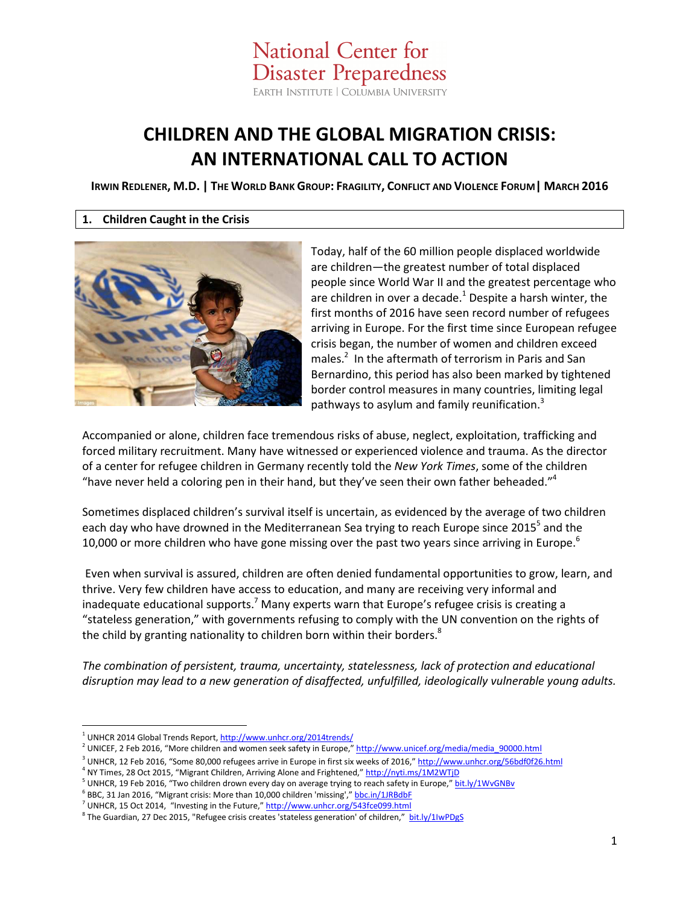National Center for Disaster Preparedness
EARTH INSTITUTE | COLUMBIA UNIVERSITY

# CHILDREN AND THE GLOBAL MIGRATION CRISIS: AN INTERNATIONAL CALL TO ACTION

**IRWIN REDLENER, M.D. | THE WORLD BANK GROUP: FRAGILITY, CONFLICT AND VIOLENCE FORUM | MARCH 2016**

## 1. Children Caught in the Crisis

Today, half of the 60 million people displaced worldwide are children—the greatest number of total displaced people since World War II and the greatest percentage who are children in over a decade.[1] Despite a harsh winter, the first months of 2016 have seen record number of refugees arriving in Europe. For the first time since European refugee crisis began, the number of women and children exceed males.[2] In the aftermath of terrorism in Paris and San Bernardino, this period has also been marked by tightened border control measures in many countries, limiting legal pathways to asylum and family reunification.[3]

Accompanied or alone, children face tremendous risks of abuse, neglect, exploitation, trafficking and forced military recruitment. Many have witnessed or experienced violence and trauma. As the director of a center for refugee children in Germany recently told the *New York Times*, some of the children "have never held a coloring pen in their hand, but they've seen their own father beheaded."[4]

Sometimes displaced children's survival itself is uncertain, as evidenced by the average of two children each day who have drowned in the Mediterranean Sea trying to reach Europe since 2015[5] and the 10,000 or more children who have gone missing over the past two years since arriving in Europe.[6]

Even when survival is assured, children are often denied fundamental opportunities to grow, learn, and thrive. Very few children have access to education, and many are receiving very informal and inadequate educational supports.[7] Many experts warn that Europe's refugee crisis is creating a "stateless generation," with governments refusing to comply with the UN convention on the rights of the child by granting nationality to children born within their borders.[8]

*The combination of persistent, trauma, uncertainty, statelessness, lack of protection and educational disruption may lead to a new generation of disaffected, unfulfilled, ideologically vulnerable young adults.*

---

[1] UNHCR 2014 Global Trends Report, http://www.unhcr.org/2014trends/
[2] UNICEF, 2 Feb 2016, "More children and women seek safety in Europe," http://www.unicef.org/media/media_90000.html
[3] UNHCR, 12 Feb 2016, "Some 80,000 refugees arrive in Europe in first six weeks of 2016," http://www.unhcr.org/56bdf0f26.html
[4] NY Times, 28 Oct 2015, "Migrant Children, Arriving Alone and Frightened," http://nyti.ms/1M2WTjD
[5] UNHCR, 19 Feb 2016, "Two children drown every day on average trying to reach safety in Europe," bit.ly/1WvGNBv
[6] BBC, 31 Jan 2016, "Migrant crisis: More than 10,000 children 'missing'," bbc.in/1JRBdbF
[7] UNHCR, 15 Oct 2014, "Investing in the Future," http://www.unhcr.org/543fce099.html
[8] The Guardian, 27 Dec 2015, "Refugee crisis creates 'stateless generation' of children," bit.ly/1IwPDgS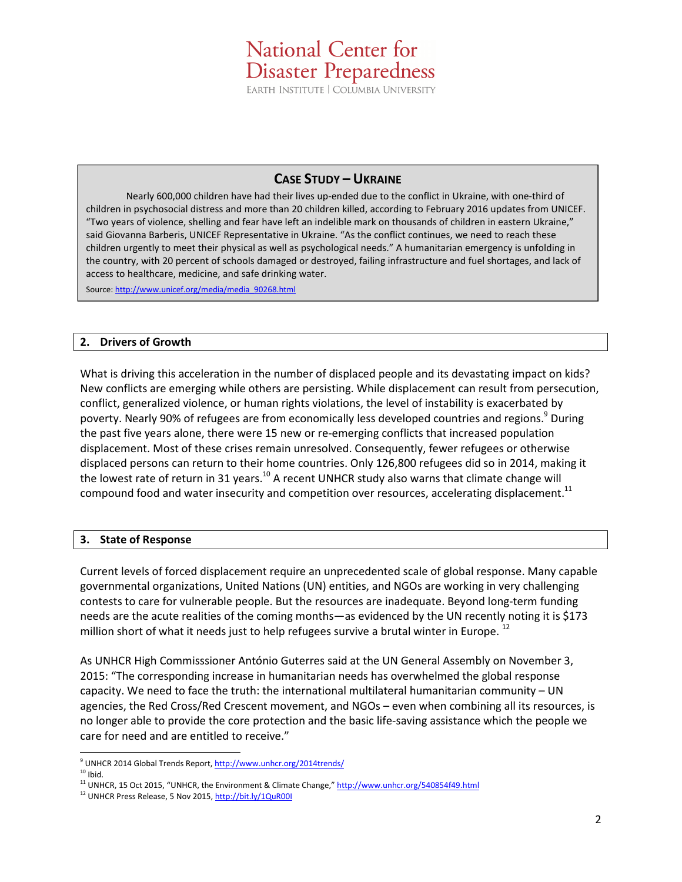National Center for Disaster Preparedness
EARTH INSTITUTE | COLUMBIA UNIVERSITY

### CASE STUDY – UKRAINE

Nearly 600,000 children have had their lives up-ended due to the conflict in Ukraine, with one-third of children in psychosocial distress and more than 20 children killed, according to February 2016 updates from UNICEF. "Two years of violence, shelling and fear have left an indelible mark on thousands of children in eastern Ukraine," said Giovanna Barberis, UNICEF Representative in Ukraine. "As the conflict continues, we need to reach these children urgently to meet their physical as well as psychological needs." A humanitarian emergency is unfolding in the country, with 20 percent of schools damaged or destroyed, failing infrastructure and fuel shortages, and lack of access to healthcare, medicine, and safe drinking water.

Source: http://www.unicef.org/media/media_90268.html

## 2. Drivers of Growth

What is driving this acceleration in the number of displaced people and its devastating impact on kids? New conflicts are emerging while others are persisting. While displacement can result from persecution, conflict, generalized violence, or human rights violations, the level of instability is exacerbated by poverty. Nearly 90% of refugees are from economically less developed countries and regions.[9] During the past five years alone, there were 15 new or re-emerging conflicts that increased population displacement. Most of these crises remain unresolved. Consequently, fewer refugees or otherwise displaced persons can return to their home countries. Only 126,800 refugees did so in 2014, making it the lowest rate of return in 31 years.[10] A recent UNHCR study also warns that climate change will compound food and water insecurity and competition over resources, accelerating displacement.[11]

## 3. State of Response

Current levels of forced displacement require an unprecedented scale of global response. Many capable governmental organizations, United Nations (UN) entities, and NGOs are working in very challenging contests to care for vulnerable people. But the resources are inadequate. Beyond long-term funding needs are the acute realities of the coming months—as evidenced by the UN recently noting it is $173 million short of what it needs just to help refugees survive a brutal winter in Europe. [12]

As UNHCR High Commisssioner António Guterres said at the UN General Assembly on November 3, 2015: "The corresponding increase in humanitarian needs has overwhelmed the global response capacity. We need to face the truth: the international multilateral humanitarian community – UN agencies, the Red Cross/Red Crescent movement, and NGOs – even when combining all its resources, is no longer able to provide the core protection and the basic life-saving assistance which the people we care for need and are entitled to receive."

---

[9] UNHCR 2014 Global Trends Report, http://www.unhcr.org/2014trends/
[10] Ibid.
[11] UNHCR, 15 Oct 2015, "UNHCR, the Environment & Climate Change," http://www.unhcr.org/540854f49.html
[12] UNHCR Press Release, 5 Nov 2015, http://bit.ly/1QuR00I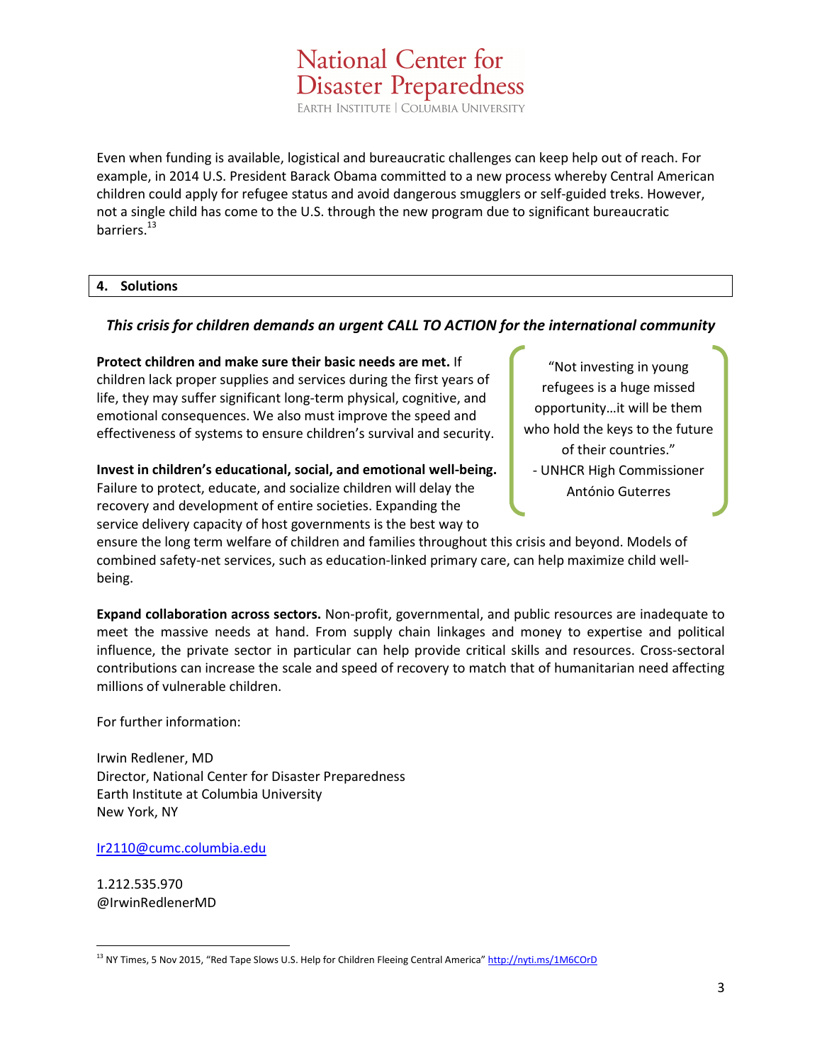Even when funding is available, logistical and bureaucratic challenges can keep help out of reach. For example, in 2014 U.S. President Barack Obama committed to a new process whereby Central American children could apply for refugee status and avoid dangerous smugglers or self-guided treks. However, not a single child has come to the U.S. through the new program due to significant bureaucratic barriers.[13]

## 4. Solutions

***This crisis for children demands an urgent CALL TO ACTION for the international community***

**Protect children and make sure their basic needs are met.** If children lack proper supplies and services during the first years of life, they may suffer significant long-term physical, cognitive, and emotional consequences. We also must improve the speed and effectiveness of systems to ensure children's survival and security.

> "Not investing in young refugees is a huge missed opportunity…it will be them who hold the keys to the future of their countries."
> - UNHCR High Commissioner António Guterres

**Invest in children's educational, social, and emotional well-being.** Failure to protect, educate, and socialize children will delay the recovery and development of entire societies. Expanding the service delivery capacity of host governments is the best way to ensure the long term welfare of children and families throughout this crisis and beyond. Models of combined safety-net services, such as education-linked primary care, can help maximize child well-being.

**Expand collaboration across sectors.** Non-profit, governmental, and public resources are inadequate to meet the massive needs at hand. From supply chain linkages and money to expertise and political influence, the private sector in particular can help provide critical skills and resources. Cross-sectoral contributions can increase the scale and speed of recovery to match that of humanitarian need affecting millions of vulnerable children.

For further information:

Irwin Redlener, MD
Director, National Center for Disaster Preparedness
Earth Institute at Columbia University
New York, NY

Ir2110@cumc.columbia.edu

1.212.535.970
@IrwinRedlenerMD

---

[13] NY Times, 5 Nov 2015, "Red Tape Slows U.S. Help for Children Fleeing Central America" http://nyti.ms/1M6COrD